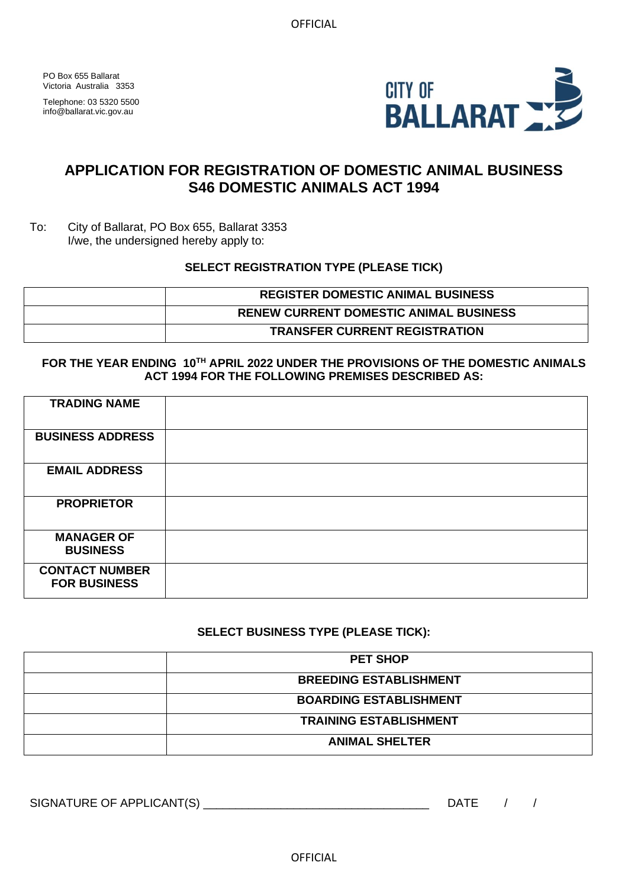PO Box 655 Ballarat
Victoria Australia 3353

Telephone: 03 5320 5500
info@ballarat.vic.gov.au

CITY OF BALLARAT

# APPLICATION FOR REGISTRATION OF DOMESTIC ANIMAL BUSINESS S46 DOMESTIC ANIMALS ACT 1994

To: City of Ballarat, PO Box 655, Ballarat 3353
I/we, the undersigned hereby apply to:

**SELECT REGISTRATION TYPE (PLEASE TICK)**

| | |
|---|---|
| | **REGISTER DOMESTIC ANIMAL BUSINESS** |
| | **RENEW CURRENT DOMESTIC ANIMAL BUSINESS** |
| | **TRANSFER CURRENT REGISTRATION** |

**FOR THE YEAR ENDING 10TH APRIL 2022 UNDER THE PROVISIONS OF THE DOMESTIC ANIMALS ACT 1994 FOR THE FOLLOWING PREMISES DESCRIBED AS:**

| | |
|---|---|
| **TRADING NAME** | |
| **BUSINESS ADDRESS** | |
| **EMAIL ADDRESS** | |
| **PROPRIETOR** | |
| **MANAGER OF BUSINESS** | |
| **CONTACT NUMBER FOR BUSINESS** | |

**SELECT BUSINESS TYPE (PLEASE TICK):**

| | |
|---|---|
| | **PET SHOP** |
| | **BREEDING ESTABLISHMENT** |
| | **BOARDING ESTABLISHMENT** |
| | **TRAINING ESTABLISHMENT** |
| | **ANIMAL SHELTER** |

SIGNATURE OF APPLICANT(S) ________________________________ DATE / /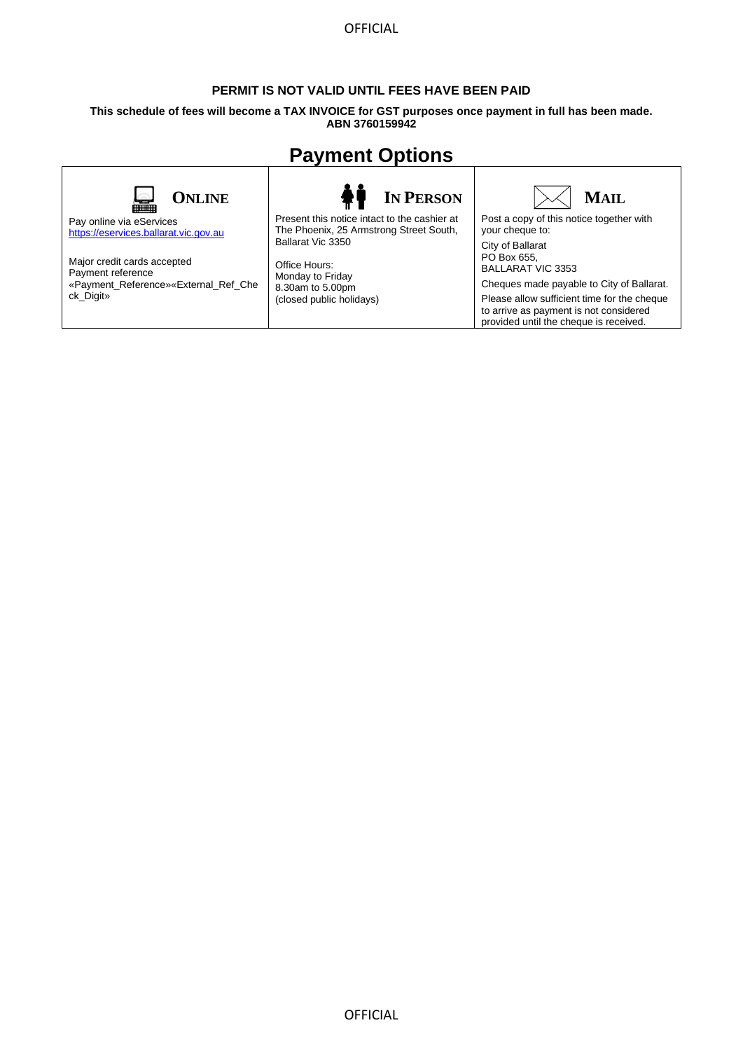**PERMIT IS NOT VALID UNTIL FEES HAVE BEEN PAID**

**This schedule of fees will become a TAX INVOICE for GST purposes once payment in full has been made.**
**ABN 3760159942**

# Payment Options

| ONLINE | IN PERSON | MAIL |
|---|---|---|
| Pay online via eServices<br>https://eservices.ballarat.vic.gov.au<br><br>Major credit cards accepted<br>Payment reference<br>«Payment_Reference»«External_Ref_Check_Digit» | Present this notice intact to the cashier at The Phoenix, 25 Armstrong Street South, Ballarat Vic 3350<br><br>Office Hours:<br>Monday to Friday<br>8.30am to 5.00pm<br>(closed public holidays) | Post a copy of this notice together with your cheque to:<br>City of Ballarat<br>PO Box 655,<br>BALLARAT VIC 3353<br>Cheques made payable to City of Ballarat.<br>Please allow sufficient time for the cheque to arrive as payment is not considered provided until the cheque is received. |